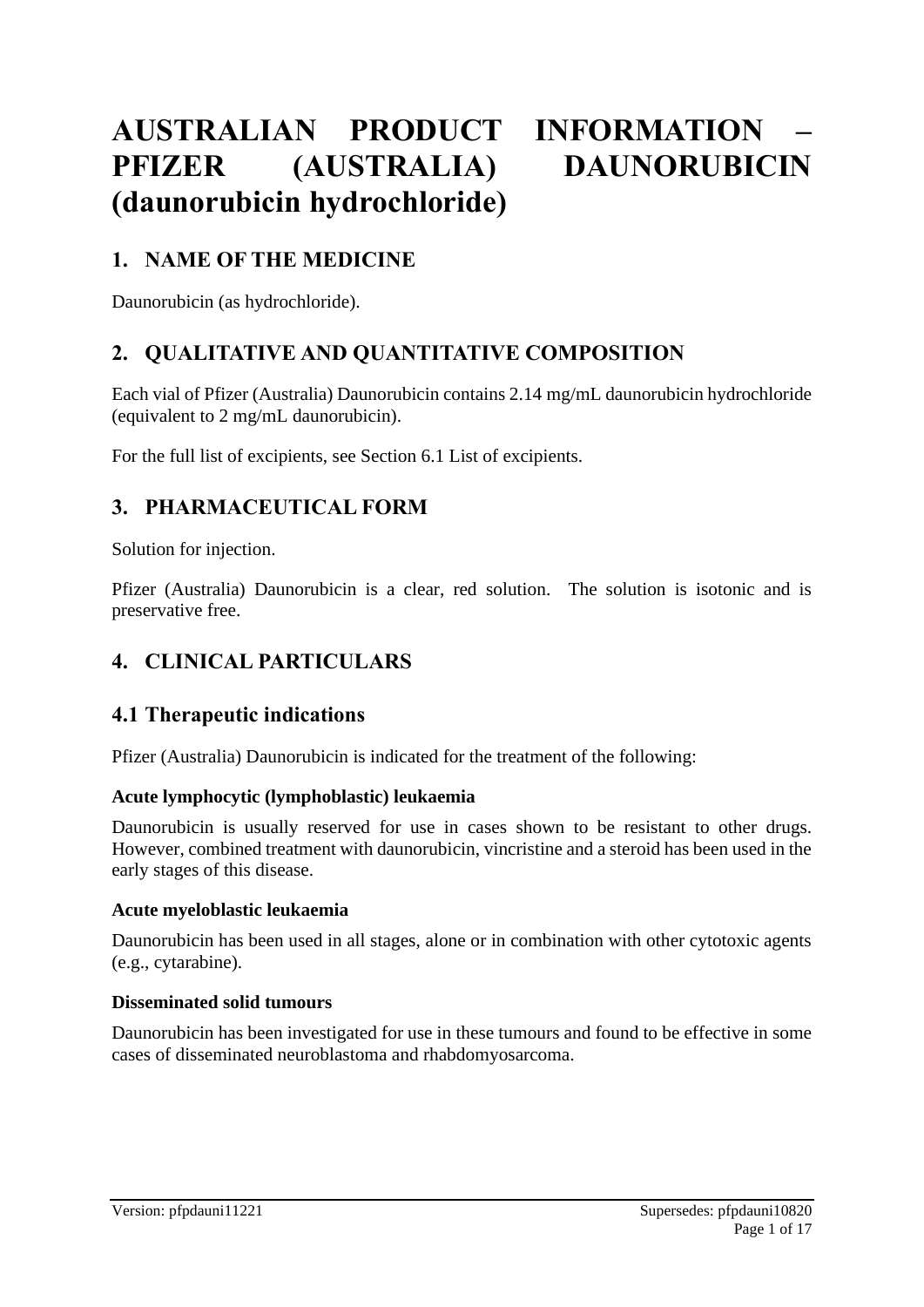# AUSTRALIAN PRODUCT INFORMATION – PFIZER (AUSTRALIA) DAUNORUBICIN (daunorubicin hydrochloride)

## 1. NAME OF THE MEDICINE

Daunorubicin (as hydrochloride).

## 2. QUALITATIVE AND QUANTITATIVE COMPOSITION

Each vial of Pfizer (Australia) Daunorubicin contains 2.14 mg/mL daunorubicin hydrochloride (equivalent to 2 mg/mL daunorubicin).

For the full list of excipients, see Section 6.1 List of excipients.

## 3. PHARMACEUTICAL FORM

Solution for injection.

Pfizer (Australia) Daunorubicin is a clear, red solution. The solution is isotonic and is preservative free.

## 4. CLINICAL PARTICULARS

### 4.1 Therapeutic indications

Pfizer (Australia) Daunorubicin is indicated for the treatment of the following:

**Acute lymphocytic (lymphoblastic) leukaemia**

Daunorubicin is usually reserved for use in cases shown to be resistant to other drugs. However, combined treatment with daunorubicin, vincristine and a steroid has been used in the early stages of this disease.

**Acute myeloblastic leukaemia**

Daunorubicin has been used in all stages, alone or in combination with other cytotoxic agents (e.g., cytarabine).

**Disseminated solid tumours**

Daunorubicin has been investigated for use in these tumours and found to be effective in some cases of disseminated neuroblastoma and rhabdomyosarcoma.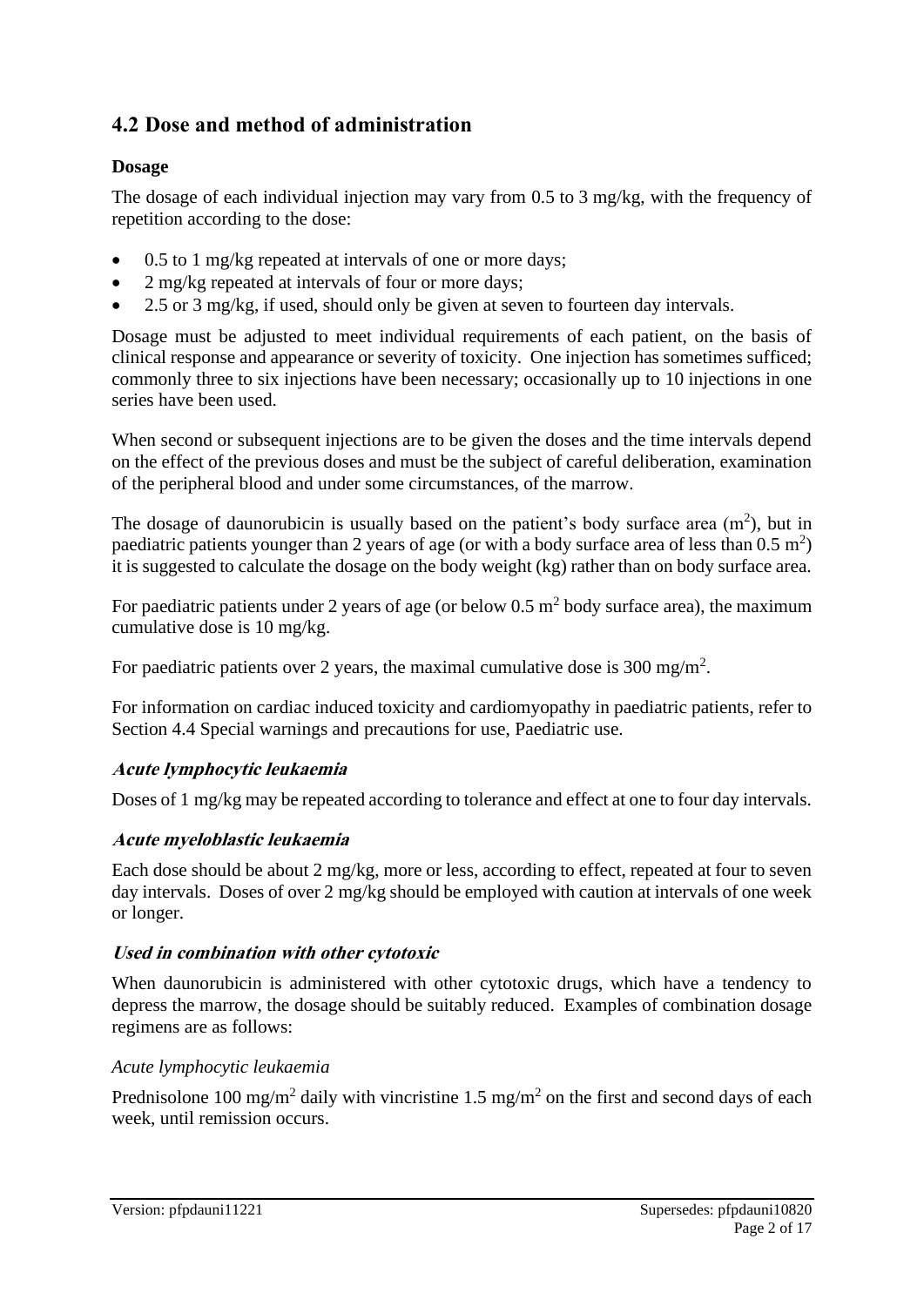## 4.2 Dose and method of administration

### Dosage

The dosage of each individual injection may vary from 0.5 to 3 mg/kg, with the frequency of repetition according to the dose:

- 0.5 to 1 mg/kg repeated at intervals of one or more days;
- 2 mg/kg repeated at intervals of four or more days;
- 2.5 or 3 mg/kg, if used, should only be given at seven to fourteen day intervals.

Dosage must be adjusted to meet individual requirements of each patient, on the basis of clinical response and appearance or severity of toxicity. One injection has sometimes sufficed; commonly three to six injections have been necessary; occasionally up to 10 injections in one series have been used.

When second or subsequent injections are to be given the doses and the time intervals depend on the effect of the previous doses and must be the subject of careful deliberation, examination of the peripheral blood and under some circumstances, of the marrow.

The dosage of daunorubicin is usually based on the patient's body surface area ($m^2$), but in paediatric patients younger than 2 years of age (or with a body surface area of less than 0.5 $m^2$) it is suggested to calculate the dosage on the body weight (kg) rather than on body surface area.

For paediatric patients under 2 years of age (or below 0.5 $m^2$ body surface area), the maximum cumulative dose is 10 mg/kg.

For paediatric patients over 2 years, the maximal cumulative dose is 300 $mg/m^2$.

For information on cardiac induced toxicity and cardiomyopathy in paediatric patients, refer to Section 4.4 Special warnings and precautions for use, Paediatric use.

#### *Acute lymphocytic leukaemia*

Doses of 1 mg/kg may be repeated according to tolerance and effect at one to four day intervals.

#### *Acute myeloblastic leukaemia*

Each dose should be about 2 mg/kg, more or less, according to effect, repeated at four to seven day intervals. Doses of over 2 mg/kg should be employed with caution at intervals of one week or longer.

#### *Used in combination with other cytotoxic*

When daunorubicin is administered with other cytotoxic drugs, which have a tendency to depress the marrow, the dosage should be suitably reduced. Examples of combination dosage regimens are as follows:

*Acute lymphocytic leukaemia*

Prednisolone 100 $mg/m^2$ daily with vincristine 1.5 $mg/m^2$ on the first and second days of each week, until remission occurs.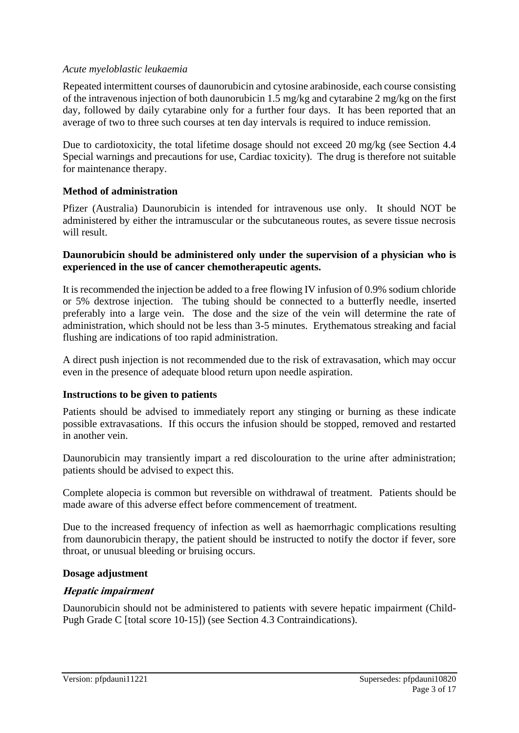*Acute myeloblastic leukaemia*

Repeated intermittent courses of daunorubicin and cytosine arabinoside, each course consisting of the intravenous injection of both daunorubicin 1.5 mg/kg and cytarabine 2 mg/kg on the first day, followed by daily cytarabine only for a further four days. It has been reported that an average of two to three such courses at ten day intervals is required to induce remission.

Due to cardiotoxicity, the total lifetime dosage should not exceed 20 mg/kg (see Section 4.4 Special warnings and precautions for use, Cardiac toxicity). The drug is therefore not suitable for maintenance therapy.

### Method of administration

Pfizer (Australia) Daunorubicin is intended for intravenous use only. It should NOT be administered by either the intramuscular or the subcutaneous routes, as severe tissue necrosis will result.

**Daunorubicin should be administered only under the supervision of a physician who is experienced in the use of cancer chemotherapeutic agents.**

It is recommended the injection be added to a free flowing IV infusion of 0.9% sodium chloride or 5% dextrose injection. The tubing should be connected to a butterfly needle, inserted preferably into a large vein. The dose and the size of the vein will determine the rate of administration, which should not be less than 3-5 minutes. Erythematous streaking and facial flushing are indications of too rapid administration.

A direct push injection is not recommended due to the risk of extravasation, which may occur even in the presence of adequate blood return upon needle aspiration.

### Instructions to be given to patients

Patients should be advised to immediately report any stinging or burning as these indicate possible extravasations. If this occurs the infusion should be stopped, removed and restarted in another vein.

Daunorubicin may transiently impart a red discolouration to the urine after administration; patients should be advised to expect this.

Complete alopecia is common but reversible on withdrawal of treatment. Patients should be made aware of this adverse effect before commencement of treatment.

Due to the increased frequency of infection as well as haemorrhagic complications resulting from daunorubicin therapy, the patient should be instructed to notify the doctor if fever, sore throat, or unusual bleeding or bruising occurs.

### Dosage adjustment

#### *Hepatic impairment*

Daunorubicin should not be administered to patients with severe hepatic impairment (Child-Pugh Grade C [total score 10-15]) (see Section 4.3 Contraindications).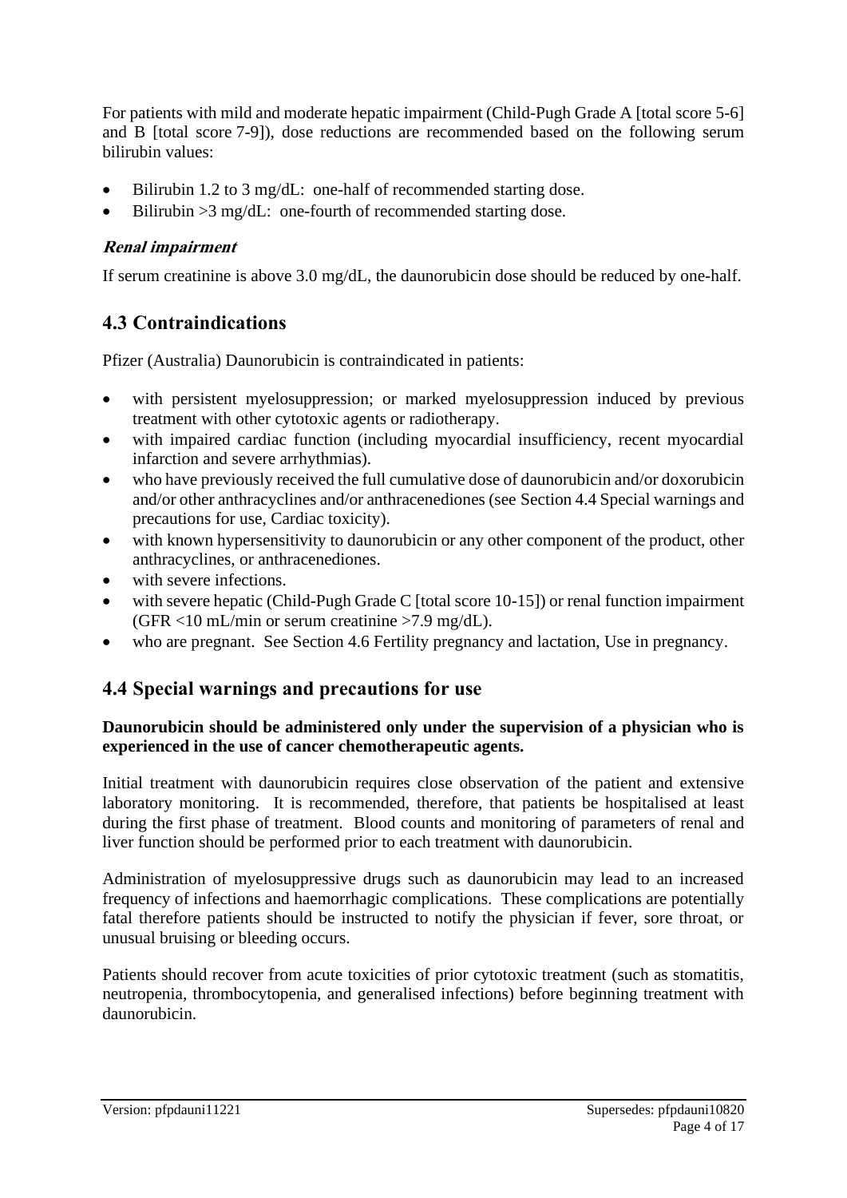For patients with mild and moderate hepatic impairment (Child-Pugh Grade A [total score 5-6] and B [total score 7-9]), dose reductions are recommended based on the following serum bilirubin values:

- Bilirubin 1.2 to 3 mg/dL: one-half of recommended starting dose.
- Bilirubin >3 mg/dL: one-fourth of recommended starting dose.

***Renal impairment***

If serum creatinine is above 3.0 mg/dL, the daunorubicin dose should be reduced by one-half.

## 4.3 Contraindications

Pfizer (Australia) Daunorubicin is contraindicated in patients:

- with persistent myelosuppression; or marked myelosuppression induced by previous treatment with other cytotoxic agents or radiotherapy.
- with impaired cardiac function (including myocardial insufficiency, recent myocardial infarction and severe arrhythmias).
- who have previously received the full cumulative dose of daunorubicin and/or doxorubicin and/or other anthracyclines and/or anthracenediones (see Section 4.4 Special warnings and precautions for use, Cardiac toxicity).
- with known hypersensitivity to daunorubicin or any other component of the product, other anthracyclines, or anthracenediones.
- with severe infections.
- with severe hepatic (Child-Pugh Grade C [total score 10-15]) or renal function impairment (GFR <10 mL/min or serum creatinine >7.9 mg/dL).
- who are pregnant. See Section 4.6 Fertility pregnancy and lactation, Use in pregnancy.

## 4.4 Special warnings and precautions for use

**Daunorubicin should be administered only under the supervision of a physician who is experienced in the use of cancer chemotherapeutic agents.**

Initial treatment with daunorubicin requires close observation of the patient and extensive laboratory monitoring. It is recommended, therefore, that patients be hospitalised at least during the first phase of treatment. Blood counts and monitoring of parameters of renal and liver function should be performed prior to each treatment with daunorubicin.

Administration of myelosuppressive drugs such as daunorubicin may lead to an increased frequency of infections and haemorrhagic complications. These complications are potentially fatal therefore patients should be instructed to notify the physician if fever, sore throat, or unusual bruising or bleeding occurs.

Patients should recover from acute toxicities of prior cytotoxic treatment (such as stomatitis, neutropenia, thrombocytopenia, and generalised infections) before beginning treatment with daunorubicin.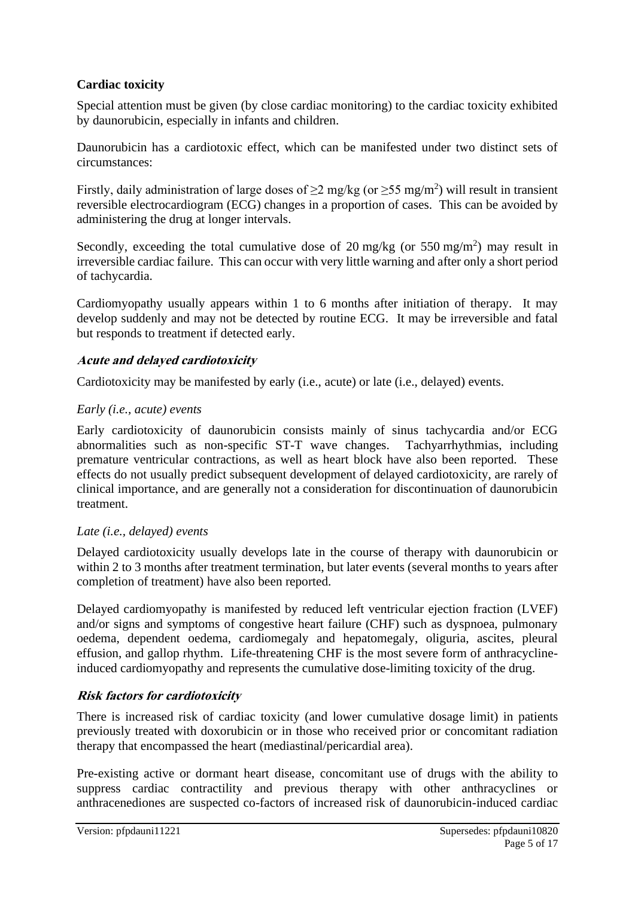**Cardiac toxicity**

Special attention must be given (by close cardiac monitoring) to the cardiac toxicity exhibited by daunorubicin, especially in infants and children.

Daunorubicin has a cardiotoxic effect, which can be manifested under two distinct sets of circumstances:

Firstly, daily administration of large doses of ≥2 mg/kg (or ≥55 mg/m$^2$) will result in transient reversible electrocardiogram (ECG) changes in a proportion of cases. This can be avoided by administering the drug at longer intervals.

Secondly, exceeding the total cumulative dose of 20 mg/kg (or 550 mg/m$^2$) may result in irreversible cardiac failure. This can occur with very little warning and after only a short period of tachycardia.

Cardiomyopathy usually appears within 1 to 6 months after initiation of therapy. It may develop suddenly and may not be detected by routine ECG. It may be irreversible and fatal but responds to treatment if detected early.

***Acute and delayed cardiotoxicity***

Cardiotoxicity may be manifested by early (i.e., acute) or late (i.e., delayed) events.

*Early (i.e., acute) events*

Early cardiotoxicity of daunorubicin consists mainly of sinus tachycardia and/or ECG abnormalities such as non-specific ST-T wave changes. Tachyarrhythmias, including premature ventricular contractions, as well as heart block have also been reported. These effects do not usually predict subsequent development of delayed cardiotoxicity, are rarely of clinical importance, and are generally not a consideration for discontinuation of daunorubicin treatment.

*Late (i.e., delayed) events*

Delayed cardiotoxicity usually develops late in the course of therapy with daunorubicin or within 2 to 3 months after treatment termination, but later events (several months to years after completion of treatment) have also been reported.

Delayed cardiomyopathy is manifested by reduced left ventricular ejection fraction (LVEF) and/or signs and symptoms of congestive heart failure (CHF) such as dyspnoea, pulmonary oedema, dependent oedema, cardiomegaly and hepatomegaly, oliguria, ascites, pleural effusion, and gallop rhythm. Life-threatening CHF is the most severe form of anthracycline-induced cardiomyopathy and represents the cumulative dose-limiting toxicity of the drug.

***Risk factors for cardiotoxicity***

There is increased risk of cardiac toxicity (and lower cumulative dosage limit) in patients previously treated with doxorubicin or in those who received prior or concomitant radiation therapy that encompassed the heart (mediastinal/pericardial area).

Pre-existing active or dormant heart disease, concomitant use of drugs with the ability to suppress cardiac contractility and previous therapy with other anthracyclines or anthracenediones are suspected co-factors of increased risk of daunorubicin-induced cardiac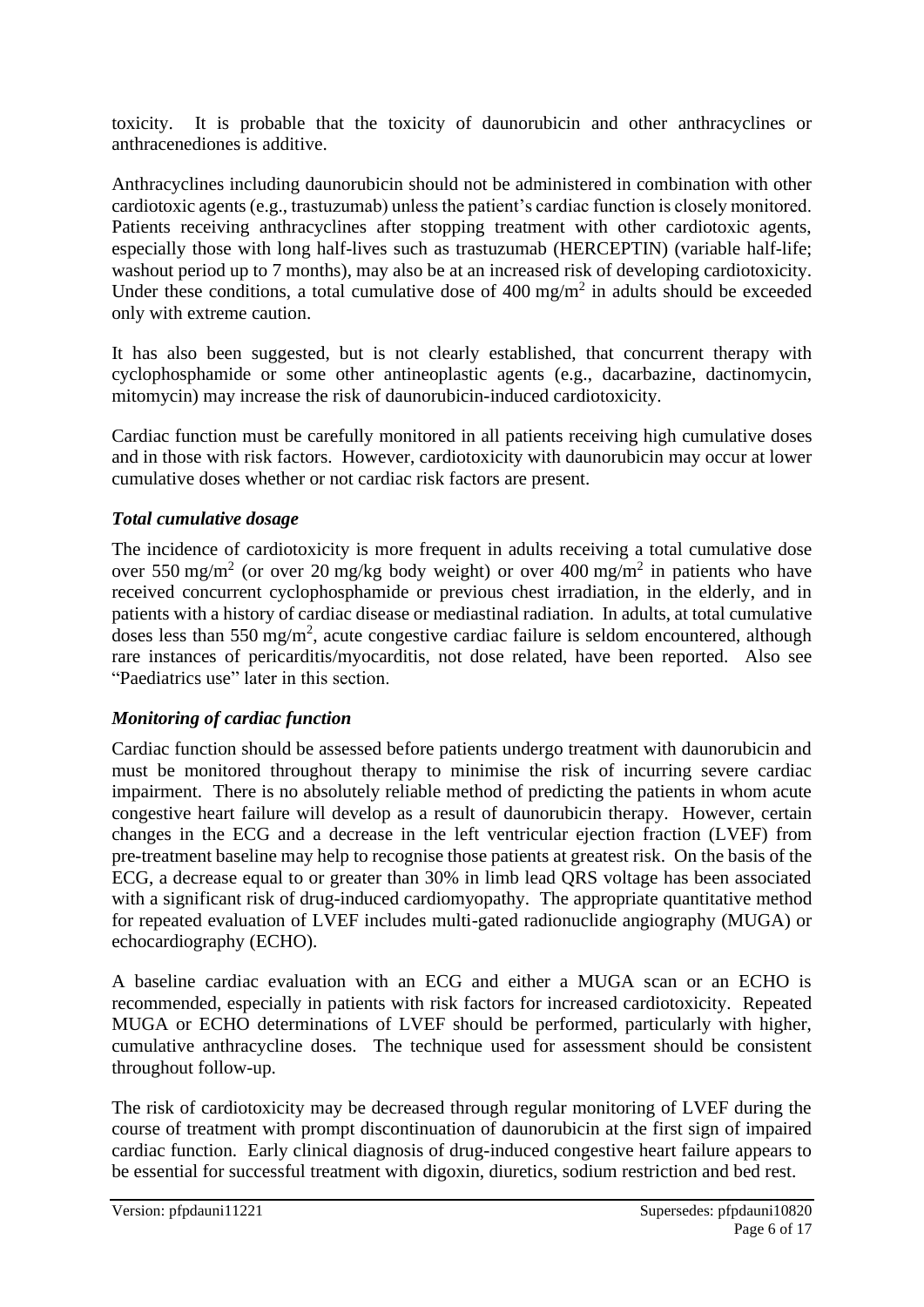toxicity. It is probable that the toxicity of daunorubicin and other anthracyclines or anthracenediones is additive.

Anthracyclines including daunorubicin should not be administered in combination with other cardiotoxic agents (e.g., trastuzumab) unless the patient's cardiac function is closely monitored. Patients receiving anthracyclines after stopping treatment with other cardiotoxic agents, especially those with long half-lives such as trastuzumab (HERCEPTIN) (variable half-life; washout period up to 7 months), may also be at an increased risk of developing cardiotoxicity. Under these conditions, a total cumulative dose of 400 mg/m$^2$ in adults should be exceeded only with extreme caution.

It has also been suggested, but is not clearly established, that concurrent therapy with cyclophosphamide or some other antineoplastic agents (e.g., dacarbazine, dactinomycin, mitomycin) may increase the risk of daunorubicin-induced cardiotoxicity.

Cardiac function must be carefully monitored in all patients receiving high cumulative doses and in those with risk factors. However, cardiotoxicity with daunorubicin may occur at lower cumulative doses whether or not cardiac risk factors are present.

### *Total cumulative dosage*

The incidence of cardiotoxicity is more frequent in adults receiving a total cumulative dose over 550 mg/m$^2$ (or over 20 mg/kg body weight) or over 400 mg/m$^2$ in patients who have received concurrent cyclophosphamide or previous chest irradiation, in the elderly, and in patients with a history of cardiac disease or mediastinal radiation. In adults, at total cumulative doses less than 550 mg/m$^2$, acute congestive cardiac failure is seldom encountered, although rare instances of pericarditis/myocarditis, not dose related, have been reported. Also see "Paediatrics use" later in this section.

### *Monitoring of cardiac function*

Cardiac function should be assessed before patients undergo treatment with daunorubicin and must be monitored throughout therapy to minimise the risk of incurring severe cardiac impairment. There is no absolutely reliable method of predicting the patients in whom acute congestive heart failure will develop as a result of daunorubicin therapy. However, certain changes in the ECG and a decrease in the left ventricular ejection fraction (LVEF) from pre-treatment baseline may help to recognise those patients at greatest risk. On the basis of the ECG, a decrease equal to or greater than 30% in limb lead QRS voltage has been associated with a significant risk of drug-induced cardiomyopathy. The appropriate quantitative method for repeated evaluation of LVEF includes multi-gated radionuclide angiography (MUGA) or echocardiography (ECHO).

A baseline cardiac evaluation with an ECG and either a MUGA scan or an ECHO is recommended, especially in patients with risk factors for increased cardiotoxicity. Repeated MUGA or ECHO determinations of LVEF should be performed, particularly with higher, cumulative anthracycline doses. The technique used for assessment should be consistent throughout follow-up.

The risk of cardiotoxicity may be decreased through regular monitoring of LVEF during the course of treatment with prompt discontinuation of daunorubicin at the first sign of impaired cardiac function. Early clinical diagnosis of drug-induced congestive heart failure appears to be essential for successful treatment with digoxin, diuretics, sodium restriction and bed rest.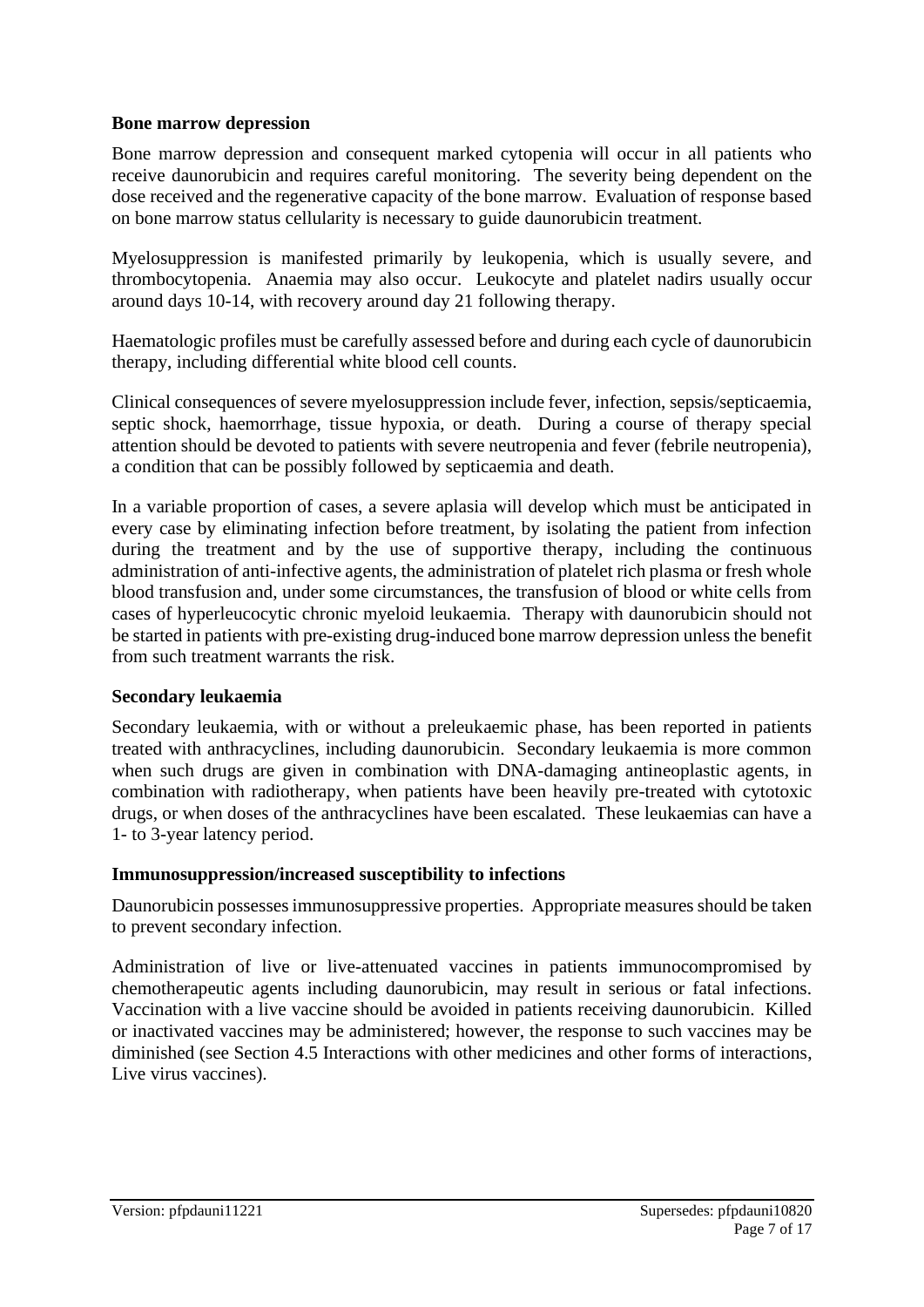**Bone marrow depression**

Bone marrow depression and consequent marked cytopenia will occur in all patients who receive daunorubicin and requires careful monitoring. The severity being dependent on the dose received and the regenerative capacity of the bone marrow. Evaluation of response based on bone marrow status cellularity is necessary to guide daunorubicin treatment.

Myelosuppression is manifested primarily by leukopenia, which is usually severe, and thrombocytopenia. Anaemia may also occur. Leukocyte and platelet nadirs usually occur around days 10-14, with recovery around day 21 following therapy.

Haematologic profiles must be carefully assessed before and during each cycle of daunorubicin therapy, including differential white blood cell counts.

Clinical consequences of severe myelosuppression include fever, infection, sepsis/septicaemia, septic shock, haemorrhage, tissue hypoxia, or death. During a course of therapy special attention should be devoted to patients with severe neutropenia and fever (febrile neutropenia), a condition that can be possibly followed by septicaemia and death.

In a variable proportion of cases, a severe aplasia will develop which must be anticipated in every case by eliminating infection before treatment, by isolating the patient from infection during the treatment and by the use of supportive therapy, including the continuous administration of anti-infective agents, the administration of platelet rich plasma or fresh whole blood transfusion and, under some circumstances, the transfusion of blood or white cells from cases of hyperleucocytic chronic myeloid leukaemia. Therapy with daunorubicin should not be started in patients with pre-existing drug-induced bone marrow depression unless the benefit from such treatment warrants the risk.

**Secondary leukaemia**

Secondary leukaemia, with or without a preleukaemic phase, has been reported in patients treated with anthracyclines, including daunorubicin. Secondary leukaemia is more common when such drugs are given in combination with DNA-damaging antineoplastic agents, in combination with radiotherapy, when patients have been heavily pre-treated with cytotoxic drugs, or when doses of the anthracyclines have been escalated. These leukaemias can have a 1- to 3-year latency period.

**Immunosuppression/increased susceptibility to infections**

Daunorubicin possesses immunosuppressive properties. Appropriate measures should be taken to prevent secondary infection.

Administration of live or live-attenuated vaccines in patients immunocompromised by chemotherapeutic agents including daunorubicin, may result in serious or fatal infections. Vaccination with a live vaccine should be avoided in patients receiving daunorubicin. Killed or inactivated vaccines may be administered; however, the response to such vaccines may be diminished (see Section 4.5 Interactions with other medicines and other forms of interactions, Live virus vaccines).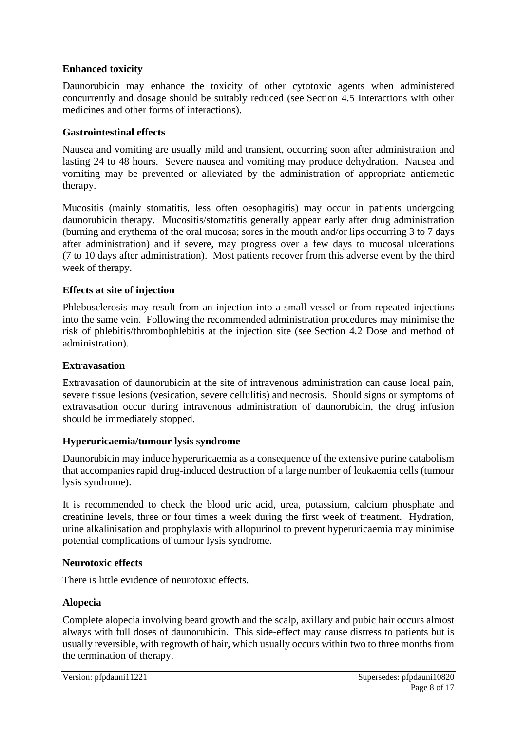**Enhanced toxicity**

Daunorubicin may enhance the toxicity of other cytotoxic agents when administered concurrently and dosage should be suitably reduced (see Section 4.5 Interactions with other medicines and other forms of interactions).

**Gastrointestinal effects**

Nausea and vomiting are usually mild and transient, occurring soon after administration and lasting 24 to 48 hours. Severe nausea and vomiting may produce dehydration. Nausea and vomiting may be prevented or alleviated by the administration of appropriate antiemetic therapy.

Mucositis (mainly stomatitis, less often oesophagitis) may occur in patients undergoing daunorubicin therapy. Mucositis/stomatitis generally appear early after drug administration (burning and erythema of the oral mucosa; sores in the mouth and/or lips occurring 3 to 7 days after administration) and if severe, may progress over a few days to mucosal ulcerations (7 to 10 days after administration). Most patients recover from this adverse event by the third week of therapy.

**Effects at site of injection**

Phlebosclerosis may result from an injection into a small vessel or from repeated injections into the same vein. Following the recommended administration procedures may minimise the risk of phlebitis/thrombophlebitis at the injection site (see Section 4.2 Dose and method of administration).

**Extravasation**

Extravasation of daunorubicin at the site of intravenous administration can cause local pain, severe tissue lesions (vesication, severe cellulitis) and necrosis. Should signs or symptoms of extravasation occur during intravenous administration of daunorubicin, the drug infusion should be immediately stopped.

**Hyperuricaemia/tumour lysis syndrome**

Daunorubicin may induce hyperuricaemia as a consequence of the extensive purine catabolism that accompanies rapid drug-induced destruction of a large number of leukaemia cells (tumour lysis syndrome).

It is recommended to check the blood uric acid, urea, potassium, calcium phosphate and creatinine levels, three or four times a week during the first week of treatment. Hydration, urine alkalinisation and prophylaxis with allopurinol to prevent hyperuricaemia may minimise potential complications of tumour lysis syndrome.

**Neurotoxic effects**

There is little evidence of neurotoxic effects.

**Alopecia**

Complete alopecia involving beard growth and the scalp, axillary and pubic hair occurs almost always with full doses of daunorubicin. This side-effect may cause distress to patients but is usually reversible, with regrowth of hair, which usually occurs within two to three months from the termination of therapy.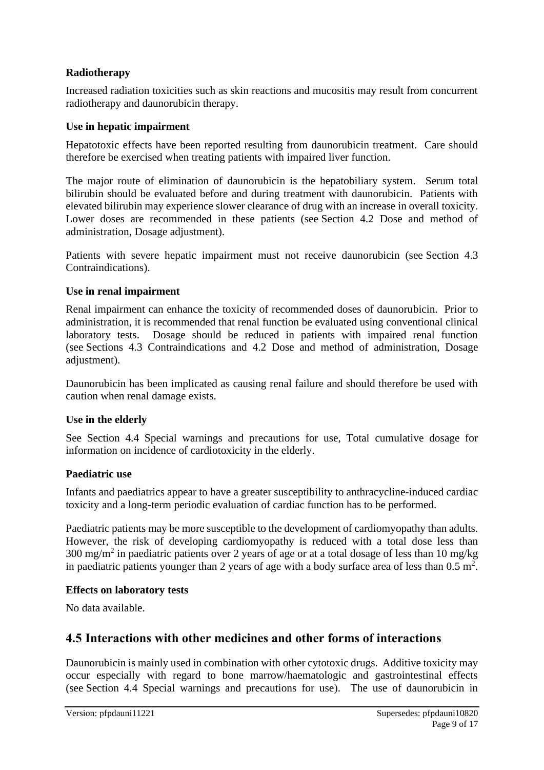**Radiotherapy**

Increased radiation toxicities such as skin reactions and mucositis may result from concurrent radiotherapy and daunorubicin therapy.

**Use in hepatic impairment**

Hepatotoxic effects have been reported resulting from daunorubicin treatment. Care should therefore be exercised when treating patients with impaired liver function.

The major route of elimination of daunorubicin is the hepatobiliary system. Serum total bilirubin should be evaluated before and during treatment with daunorubicin. Patients with elevated bilirubin may experience slower clearance of drug with an increase in overall toxicity. Lower doses are recommended in these patients (see Section 4.2 Dose and method of administration, Dosage adjustment).

Patients with severe hepatic impairment must not receive daunorubicin (see Section 4.3 Contraindications).

**Use in renal impairment**

Renal impairment can enhance the toxicity of recommended doses of daunorubicin. Prior to administration, it is recommended that renal function be evaluated using conventional clinical laboratory tests. Dosage should be reduced in patients with impaired renal function (see Sections 4.3 Contraindications and 4.2 Dose and method of administration, Dosage adjustment).

Daunorubicin has been implicated as causing renal failure and should therefore be used with caution when renal damage exists.

**Use in the elderly**

See Section 4.4 Special warnings and precautions for use, Total cumulative dosage for information on incidence of cardiotoxicity in the elderly.

**Paediatric use**

Infants and paediatrics appear to have a greater susceptibility to anthracycline-induced cardiac toxicity and a long-term periodic evaluation of cardiac function has to be performed.

Paediatric patients may be more susceptible to the development of cardiomyopathy than adults. However, the risk of developing cardiomyopathy is reduced with a total dose less than 300 mg/m$^2$ in paediatric patients over 2 years of age or at a total dosage of less than 10 mg/kg in paediatric patients younger than 2 years of age with a body surface area of less than 0.5 m$^2$.

**Effects on laboratory tests**

No data available.

## 4.5 Interactions with other medicines and other forms of interactions

Daunorubicin is mainly used in combination with other cytotoxic drugs. Additive toxicity may occur especially with regard to bone marrow/haematologic and gastrointestinal effects (see Section 4.4 Special warnings and precautions for use). The use of daunorubicin in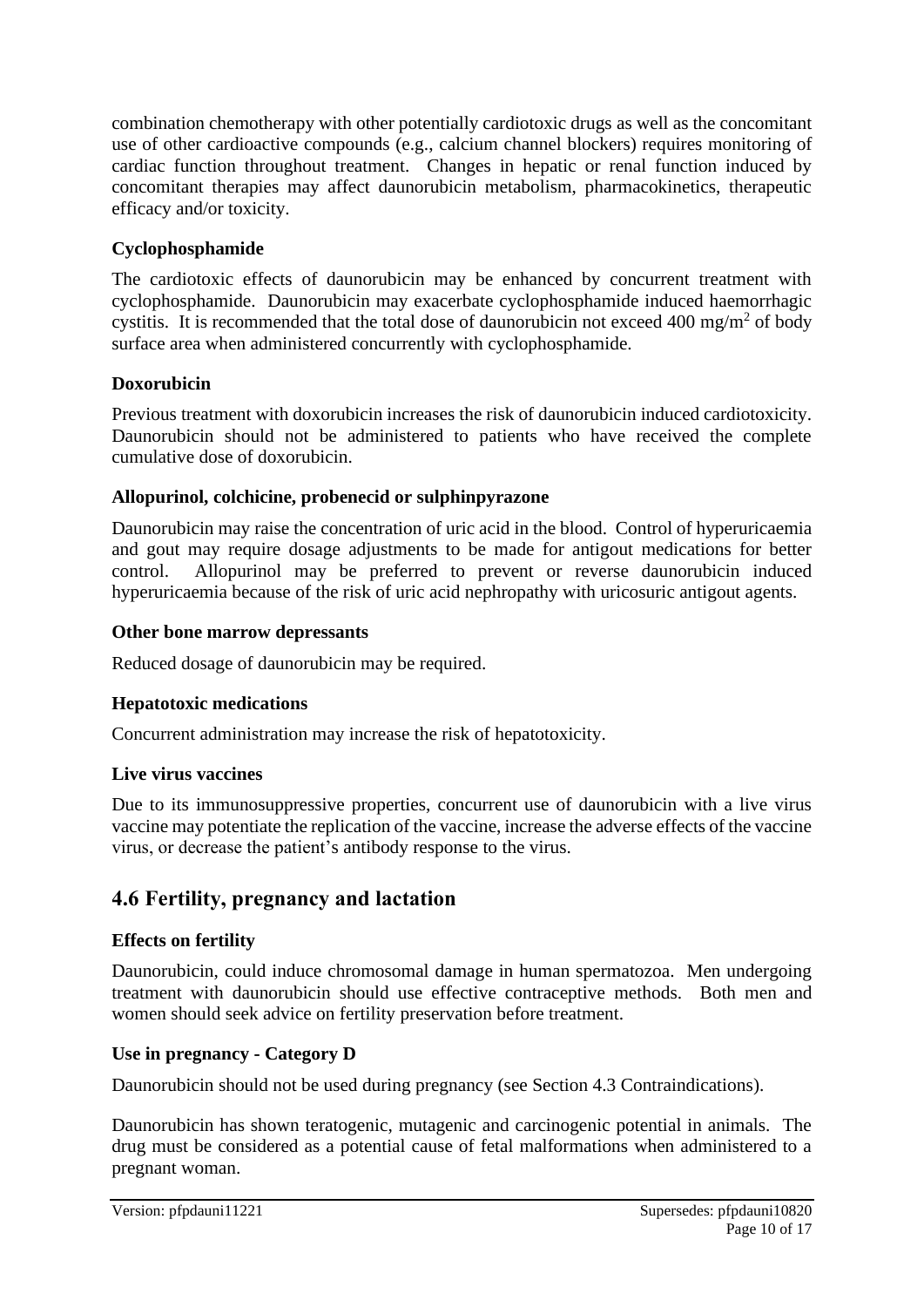combination chemotherapy with other potentially cardiotoxic drugs as well as the concomitant use of other cardioactive compounds (e.g., calcium channel blockers) requires monitoring of cardiac function throughout treatment. Changes in hepatic or renal function induced by concomitant therapies may affect daunorubicin metabolism, pharmacokinetics, therapeutic efficacy and/or toxicity.

**Cyclophosphamide**

The cardiotoxic effects of daunorubicin may be enhanced by concurrent treatment with cyclophosphamide. Daunorubicin may exacerbate cyclophosphamide induced haemorrhagic cystitis. It is recommended that the total dose of daunorubicin not exceed 400 $mg/m^2$ of body surface area when administered concurrently with cyclophosphamide.

**Doxorubicin**

Previous treatment with doxorubicin increases the risk of daunorubicin induced cardiotoxicity. Daunorubicin should not be administered to patients who have received the complete cumulative dose of doxorubicin.

**Allopurinol, colchicine, probenecid or sulphinpyrazone**

Daunorubicin may raise the concentration of uric acid in the blood. Control of hyperuricaemia and gout may require dosage adjustments to be made for antigout medications for better control. Allopurinol may be preferred to prevent or reverse daunorubicin induced hyperuricaemia because of the risk of uric acid nephropathy with uricosuric antigout agents.

**Other bone marrow depressants**

Reduced dosage of daunorubicin may be required.

**Hepatotoxic medications**

Concurrent administration may increase the risk of hepatotoxicity.

**Live virus vaccines**

Due to its immunosuppressive properties, concurrent use of daunorubicin with a live virus vaccine may potentiate the replication of the vaccine, increase the adverse effects of the vaccine virus, or decrease the patient's antibody response to the virus.

## 4.6 Fertility, pregnancy and lactation

**Effects on fertility**

Daunorubicin, could induce chromosomal damage in human spermatozoa. Men undergoing treatment with daunorubicin should use effective contraceptive methods. Both men and women should seek advice on fertility preservation before treatment.

**Use in pregnancy - Category D**

Daunorubicin should not be used during pregnancy (see Section 4.3 Contraindications).

Daunorubicin has shown teratogenic, mutagenic and carcinogenic potential in animals. The drug must be considered as a potential cause of fetal malformations when administered to a pregnant woman.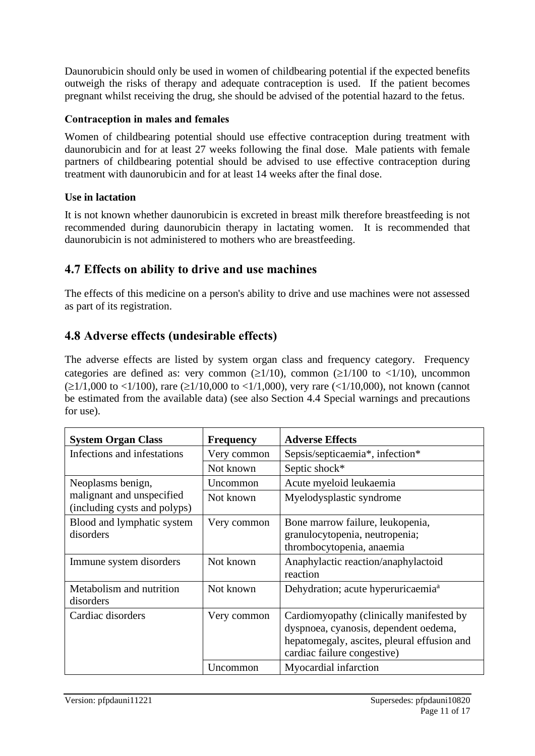Daunorubicin should only be used in women of childbearing potential if the expected benefits outweigh the risks of therapy and adequate contraception is used. If the patient becomes pregnant whilst receiving the drug, she should be advised of the potential hazard to the fetus.

### Contraception in males and females

Women of childbearing potential should use effective contraception during treatment with daunorubicin and for at least 27 weeks following the final dose. Male patients with female partners of childbearing potential should be advised to use effective contraception during treatment with daunorubicin and for at least 14 weeks after the final dose.

### Use in lactation

It is not known whether daunorubicin is excreted in breast milk therefore breastfeeding is not recommended during daunorubicin therapy in lactating women. It is recommended that daunorubicin is not administered to mothers who are breastfeeding.

## 4.7 Effects on ability to drive and use machines

The effects of this medicine on a person's ability to drive and use machines were not assessed as part of its registration.

## 4.8 Adverse effects (undesirable effects)

The adverse effects are listed by system organ class and frequency category. Frequency categories are defined as: very common (≥1/10), common (≥1/100 to <1/10), uncommon (≥1/1,000 to <1/100), rare (≥1/10,000 to <1/1,000), very rare (<1/10,000), not known (cannot be estimated from the available data) (see also Section 4.4 Special warnings and precautions for use).

| System Organ Class | Frequency | Adverse Effects |
|---|---|---|
| Infections and infestations | Very common | Sepsis/septicaemia*, infection* |
| | Not known | Septic shock* |
| Neoplasms benign, malignant and unspecified (including cysts and polyps) | Uncommon | Acute myeloid leukaemia |
| | Not known | Myelodysplastic syndrome |
| Blood and lymphatic system disorders | Very common | Bone marrow failure, leukopenia, granulocytopenia, neutropenia; thrombocytopenia, anaemia |
| Immune system disorders | Not known | Anaphylactic reaction/anaphylactoid reaction |
| Metabolism and nutrition disorders | Not known | Dehydration; acute hyperuricaemia[a] |
| Cardiac disorders | Very common | Cardiomyopathy (clinically manifested by dyspnoea, cyanosis, dependent oedema, hepatomegaly, ascites, pleural effusion and cardiac failure congestive) |
| | Uncommon | Myocardial infarction |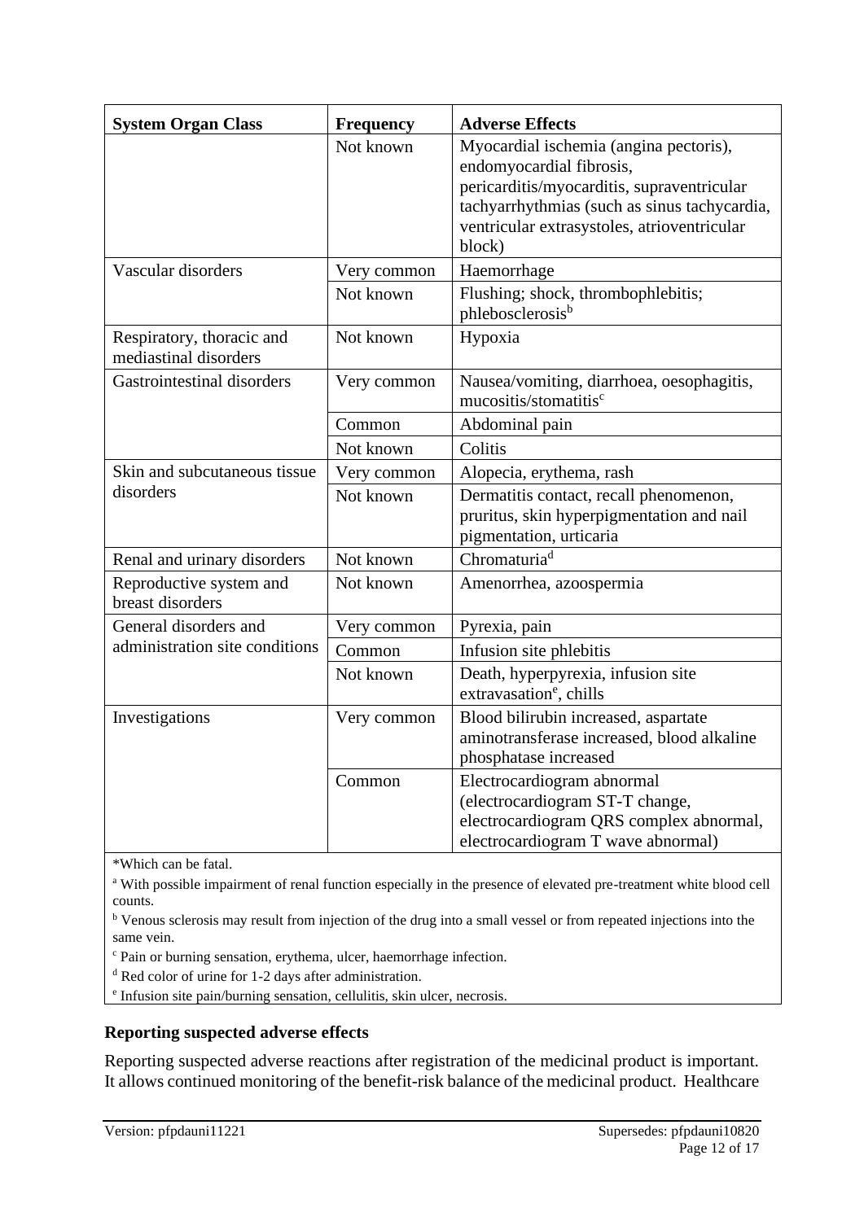| System Organ Class | Frequency | Adverse Effects |
|---|---|---|
| | Not known | Myocardial ischemia (angina pectoris), endomyocardial fibrosis, pericarditis/myocarditis, supraventricular tachyarrhythmias (such as sinus tachycardia, ventricular extrasystoles, atrioventricular block) |
| Vascular disorders | Very common | Haemorrhage |
| | Not known | Flushing; shock, thrombophlebitis; phlebosclerosis[b] |
| Respiratory, thoracic and mediastinal disorders | Not known | Hypoxia |
| Gastrointestinal disorders | Very common | Nausea/vomiting, diarrhoea, oesophagitis, mucositis/stomatitis[c] |
| | Common | Abdominal pain |
| | Not known | Colitis |
| Skin and subcutaneous tissue disorders | Very common | Alopecia, erythema, rash |
| | Not known | Dermatitis contact, recall phenomenon, pruritus, skin hyperpigmentation and nail pigmentation, urticaria |
| Renal and urinary disorders | Not known | Chromaturia[d] |
| Reproductive system and breast disorders | Not known | Amenorrhea, azoospermia |
| General disorders and administration site conditions | Very common | Pyrexia, pain |
| | Common | Infusion site phlebitis |
| | Not known | Death, hyperpyrexia, infusion site extravasation[e], chills |
| Investigations | Very common | Blood bilirubin increased, aspartate aminotransferase increased, blood alkaline phosphatase increased |
| | Common | Electrocardiogram abnormal (electrocardiogram ST-T change, electrocardiogram QRS complex abnormal, electrocardiogram T wave abnormal) |

*Which can be fatal.

[a] With possible impairment of renal function especially in the presence of elevated pre-treatment white blood cell counts.

[b] Venous sclerosis may result from injection of the drug into a small vessel or from repeated injections into the same vein.

[c] Pain or burning sensation, erythema, ulcer, haemorrhage infection.

[d] Red color of urine for 1-2 days after administration.

[e] Infusion site pain/burning sensation, cellulitis, skin ulcer, necrosis.

**Reporting suspected adverse effects**

Reporting suspected adverse reactions after registration of the medicinal product is important. It allows continued monitoring of the benefit-risk balance of the medicinal product. Healthcare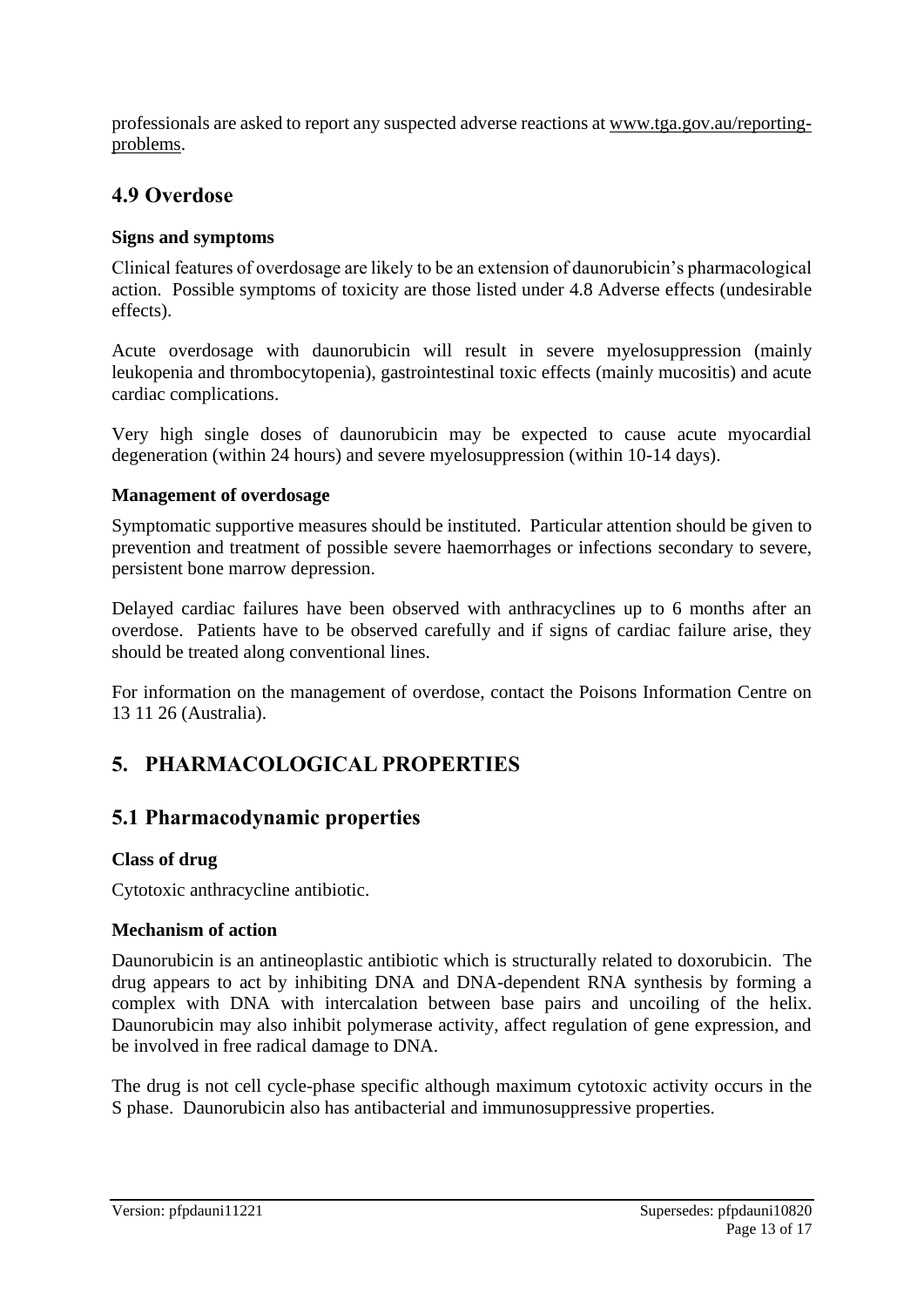professionals are asked to report any suspected adverse reactions at www.tga.gov.au/reporting-problems.

## 4.9 Overdose

### Signs and symptoms

Clinical features of overdosage are likely to be an extension of daunorubicin's pharmacological action. Possible symptoms of toxicity are those listed under 4.8 Adverse effects (undesirable effects).

Acute overdosage with daunorubicin will result in severe myelosuppression (mainly leukopenia and thrombocytopenia), gastrointestinal toxic effects (mainly mucositis) and acute cardiac complications.

Very high single doses of daunorubicin may be expected to cause acute myocardial degeneration (within 24 hours) and severe myelosuppression (within 10-14 days).

### Management of overdosage

Symptomatic supportive measures should be instituted. Particular attention should be given to prevention and treatment of possible severe haemorrhages or infections secondary to severe, persistent bone marrow depression.

Delayed cardiac failures have been observed with anthracyclines up to 6 months after an overdose. Patients have to be observed carefully and if signs of cardiac failure arise, they should be treated along conventional lines.

For information on the management of overdose, contact the Poisons Information Centre on 13 11 26 (Australia).

# 5. PHARMACOLOGICAL PROPERTIES

## 5.1 Pharmacodynamic properties

### Class of drug

Cytotoxic anthracycline antibiotic.

### Mechanism of action

Daunorubicin is an antineoplastic antibiotic which is structurally related to doxorubicin. The drug appears to act by inhibiting DNA and DNA-dependent RNA synthesis by forming a complex with DNA with intercalation between base pairs and uncoiling of the helix. Daunorubicin may also inhibit polymerase activity, affect regulation of gene expression, and be involved in free radical damage to DNA.

The drug is not cell cycle-phase specific although maximum cytotoxic activity occurs in the S phase. Daunorubicin also has antibacterial and immunosuppressive properties.

Version: pfpdauni11221 Supersedes: pfpdauni10820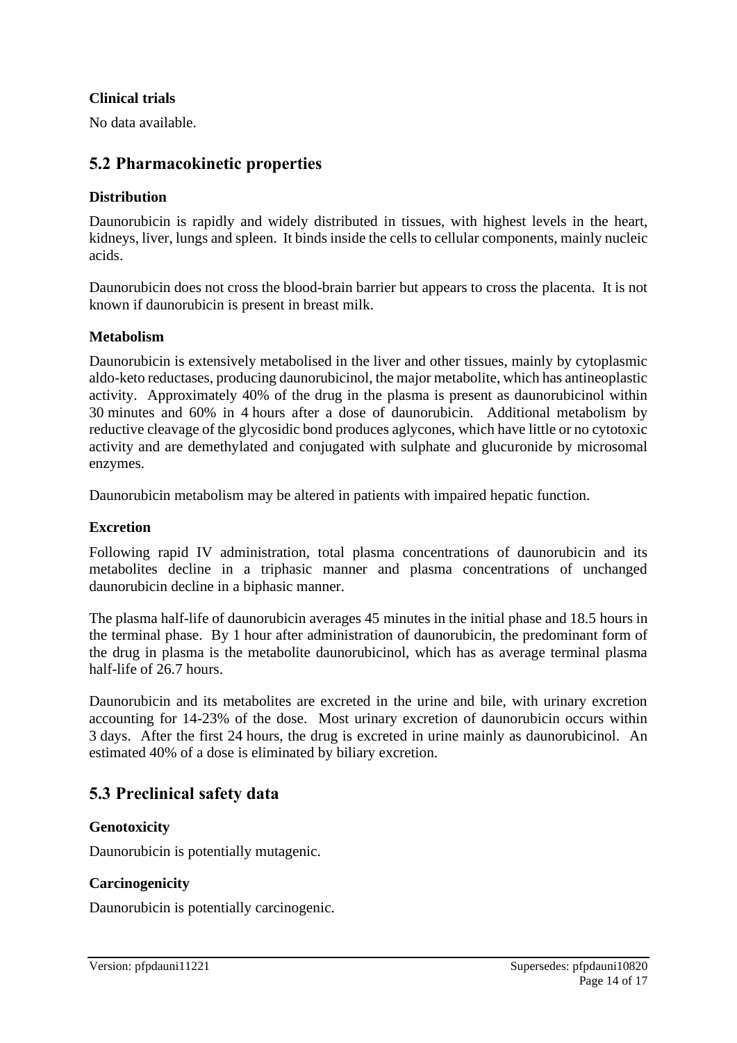### Clinical trials

No data available.

## 5.2 Pharmacokinetic properties

### Distribution

Daunorubicin is rapidly and widely distributed in tissues, with highest levels in the heart, kidneys, liver, lungs and spleen. It binds inside the cells to cellular components, mainly nucleic acids.

Daunorubicin does not cross the blood-brain barrier but appears to cross the placenta. It is not known if daunorubicin is present in breast milk.

### Metabolism

Daunorubicin is extensively metabolised in the liver and other tissues, mainly by cytoplasmic aldo-keto reductases, producing daunorubicinol, the major metabolite, which has antineoplastic activity. Approximately 40% of the drug in the plasma is present as daunorubicinol within 30 minutes and 60% in 4 hours after a dose of daunorubicin. Additional metabolism by reductive cleavage of the glycosidic bond produces aglycones, which have little or no cytotoxic activity and are demethylated and conjugated with sulphate and glucuronide by microsomal enzymes.

Daunorubicin metabolism may be altered in patients with impaired hepatic function.

### Excretion

Following rapid IV administration, total plasma concentrations of daunorubicin and its metabolites decline in a triphasic manner and plasma concentrations of unchanged daunorubicin decline in a biphasic manner.

The plasma half-life of daunorubicin averages 45 minutes in the initial phase and 18.5 hours in the terminal phase. By 1 hour after administration of daunorubicin, the predominant form of the drug in plasma is the metabolite daunorubicinol, which has as average terminal plasma half-life of 26.7 hours.

Daunorubicin and its metabolites are excreted in the urine and bile, with urinary excretion accounting for 14-23% of the dose. Most urinary excretion of daunorubicin occurs within 3 days. After the first 24 hours, the drug is excreted in urine mainly as daunorubicinol. An estimated 40% of a dose is eliminated by biliary excretion.

## 5.3 Preclinical safety data

### Genotoxicity

Daunorubicin is potentially mutagenic.

### Carcinogenicity

Daunorubicin is potentially carcinogenic.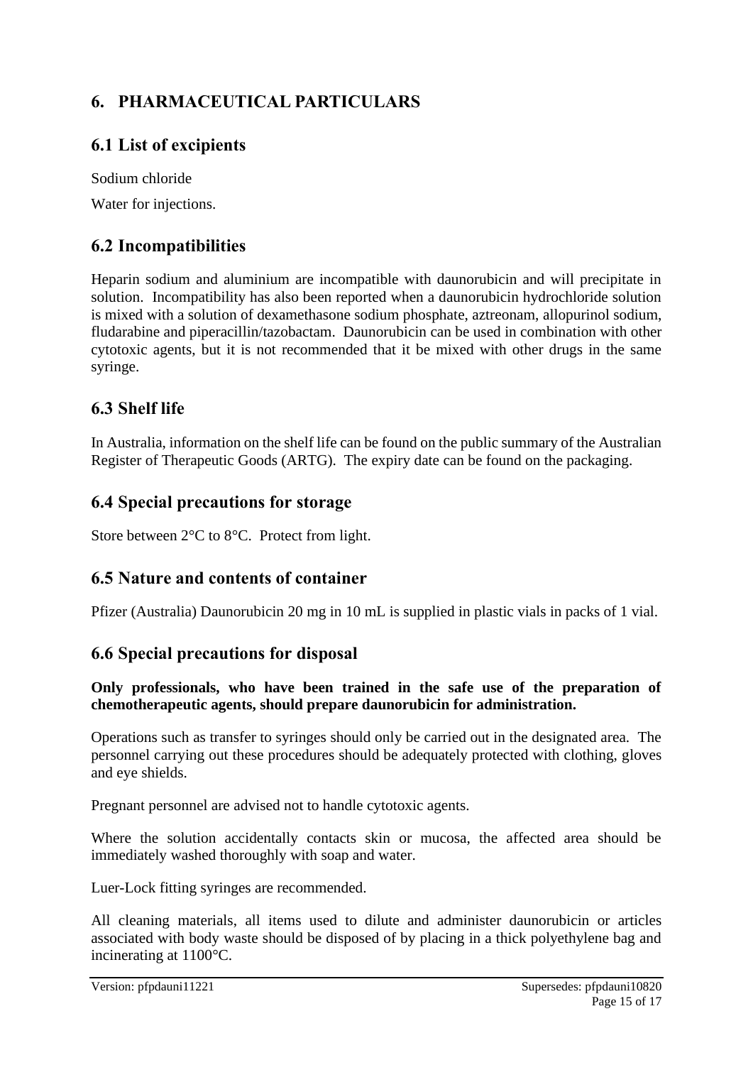# 6. PHARMACEUTICAL PARTICULARS

## 6.1 List of excipients

Sodium chloride

Water for injections.

## 6.2 Incompatibilities

Heparin sodium and aluminium are incompatible with daunorubicin and will precipitate in solution. Incompatibility has also been reported when a daunorubicin hydrochloride solution is mixed with a solution of dexamethasone sodium phosphate, aztreonam, allopurinol sodium, fludarabine and piperacillin/tazobactam. Daunorubicin can be used in combination with other cytotoxic agents, but it is not recommended that it be mixed with other drugs in the same syringe.

## 6.3 Shelf life

In Australia, information on the shelf life can be found on the public summary of the Australian Register of Therapeutic Goods (ARTG). The expiry date can be found on the packaging.

## 6.4 Special precautions for storage

Store between 2°C to 8°C. Protect from light.

## 6.5 Nature and contents of container

Pfizer (Australia) Daunorubicin 20 mg in 10 mL is supplied in plastic vials in packs of 1 vial.

## 6.6 Special precautions for disposal

**Only professionals, who have been trained in the safe use of the preparation of chemotherapeutic agents, should prepare daunorubicin for administration.**

Operations such as transfer to syringes should only be carried out in the designated area. The personnel carrying out these procedures should be adequately protected with clothing, gloves and eye shields.

Pregnant personnel are advised not to handle cytotoxic agents.

Where the solution accidentally contacts skin or mucosa, the affected area should be immediately washed thoroughly with soap and water.

Luer-Lock fitting syringes are recommended.

All cleaning materials, all items used to dilute and administer daunorubicin or articles associated with body waste should be disposed of by placing in a thick polyethylene bag and incinerating at 1100°C.

Version: pfpdauni11221 Supersedes: pfpdauni10820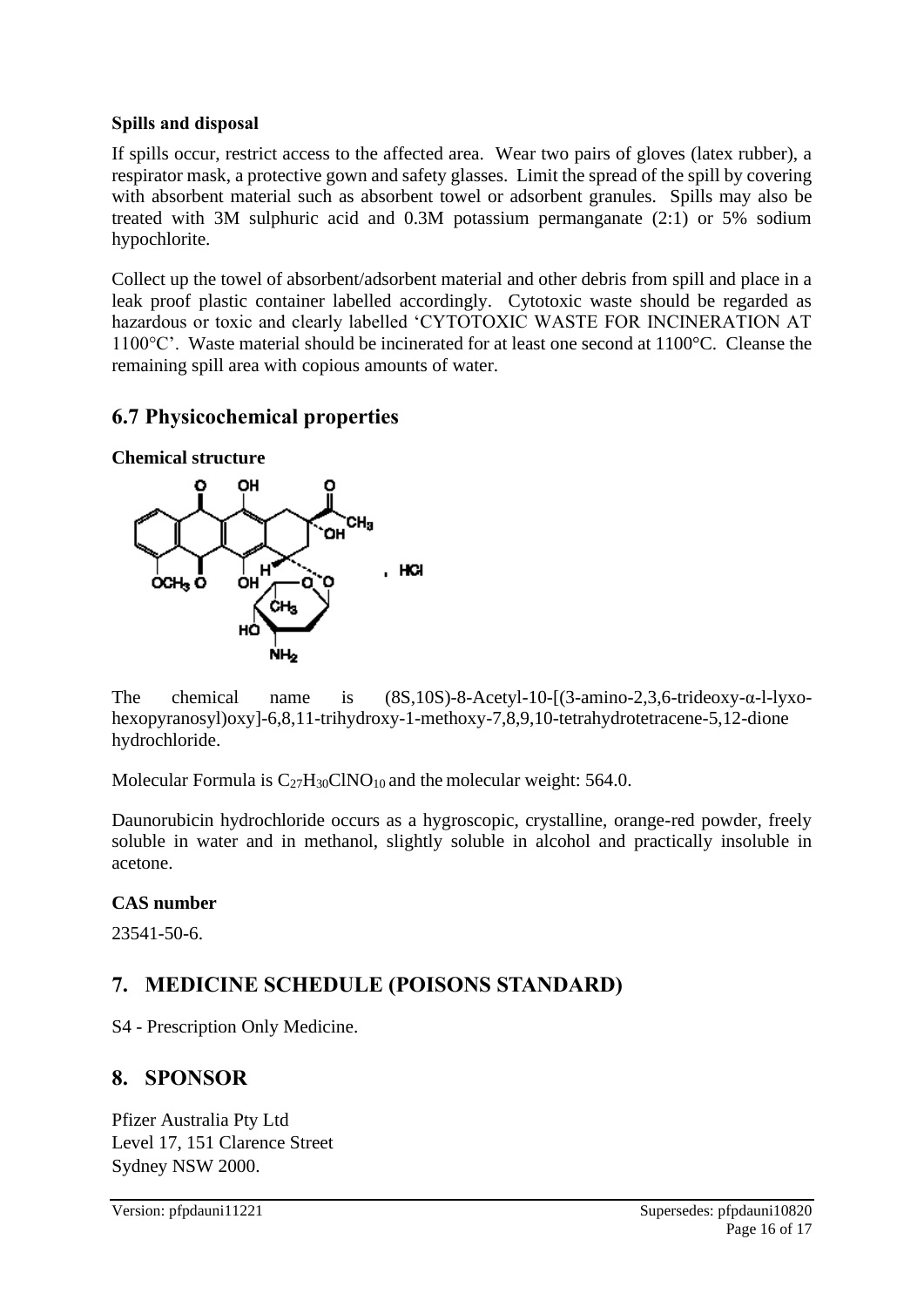**Spills and disposal**

If spills occur, restrict access to the affected area. Wear two pairs of gloves (latex rubber), a respirator mask, a protective gown and safety glasses. Limit the spread of the spill by covering with absorbent material such as absorbent towel or adsorbent granules. Spills may also be treated with 3M sulphuric acid and 0.3M potassium permanganate (2:1) or 5% sodium hypochlorite.

Collect up the towel of absorbent/adsorbent material and other debris from spill and place in a leak proof plastic container labelled accordingly. Cytotoxic waste should be regarded as hazardous or toxic and clearly labelled 'CYTOTOXIC WASTE FOR INCINERATION AT 1100°C'. Waste material should be incinerated for at least one second at 1100°C. Cleanse the remaining spill area with copious amounts of water.

## 6.7 Physicochemical properties

**Chemical structure**

The chemical name is (8S,10S)-8-Acetyl-10-[(3-amino-2,3,6-trideoxy-α-l-lyxo-hexopyranosyl)oxy]-6,8,11-trihydroxy-1-methoxy-7,8,9,10-tetrahydrotetracene-5,12-dione hydrochloride.

Molecular Formula is $C_{27}H_{30}ClNO_{10}$ and the molecular weight: 564.0.

Daunorubicin hydrochloride occurs as a hygroscopic, crystalline, orange-red powder, freely soluble in water and in methanol, slightly soluble in alcohol and practically insoluble in acetone.

**CAS number**

23541-50-6.

# 7. MEDICINE SCHEDULE (POISONS STANDARD)

S4 - Prescription Only Medicine.

# 8. SPONSOR

Pfizer Australia Pty Ltd
Level 17, 151 Clarence Street
Sydney NSW 2000.

Version: pfpdauni11221 Supersedes: pfpdauni10820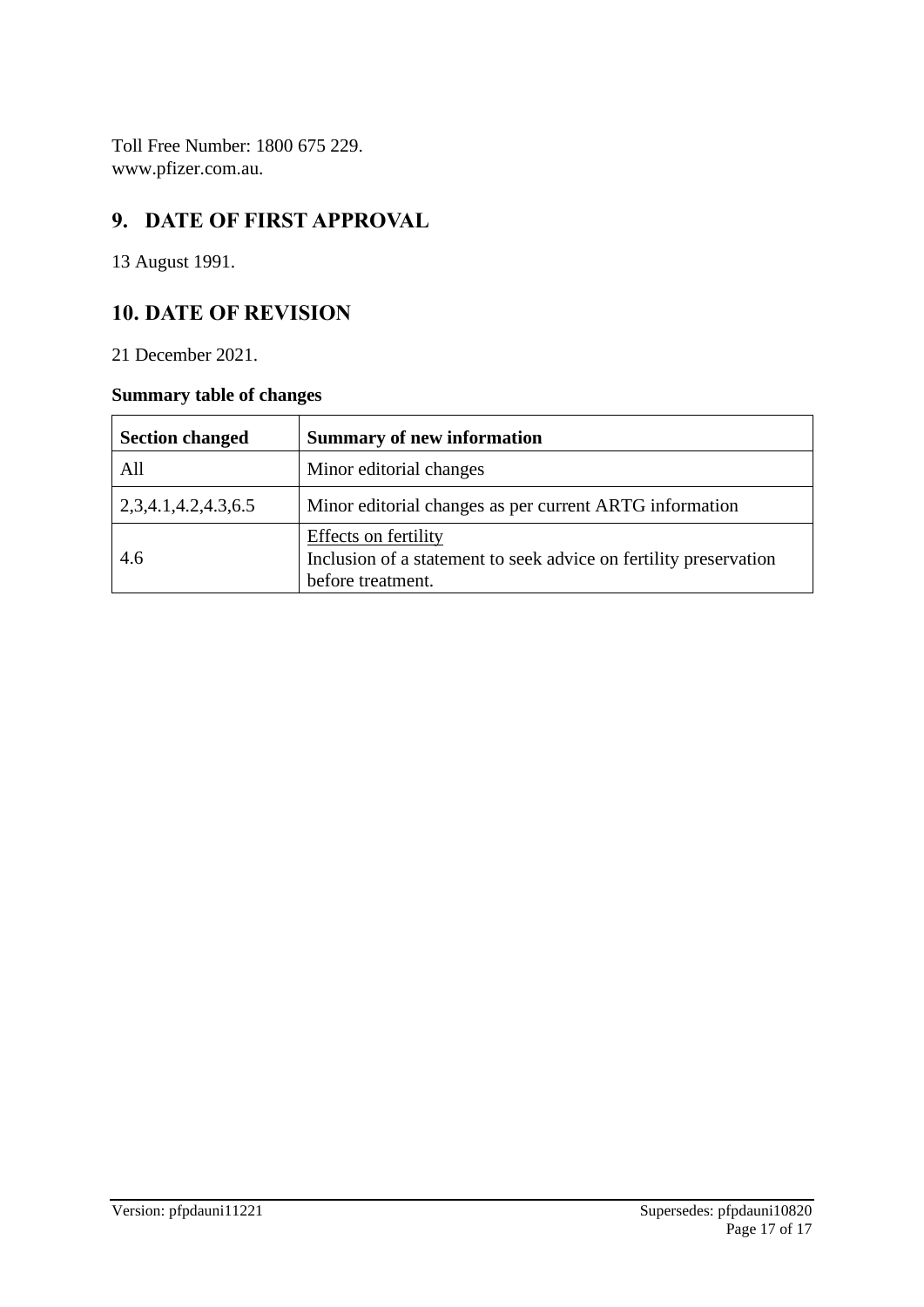Toll Free Number: 1800 675 229.
www.pfizer.com.au.

## 9. DATE OF FIRST APPROVAL

13 August 1991.

## 10. DATE OF REVISION

21 December 2021.

### Summary table of changes

| Section changed | Summary of new information |
| --- | --- |
| All | Minor editorial changes |
| 2,3,4.1,4.2,4.3,6.5 | Minor editorial changes as per current ARTG information |
| 4.6 | Effects on fertility<br>Inclusion of a statement to seek advice on fertility preservation before treatment. |